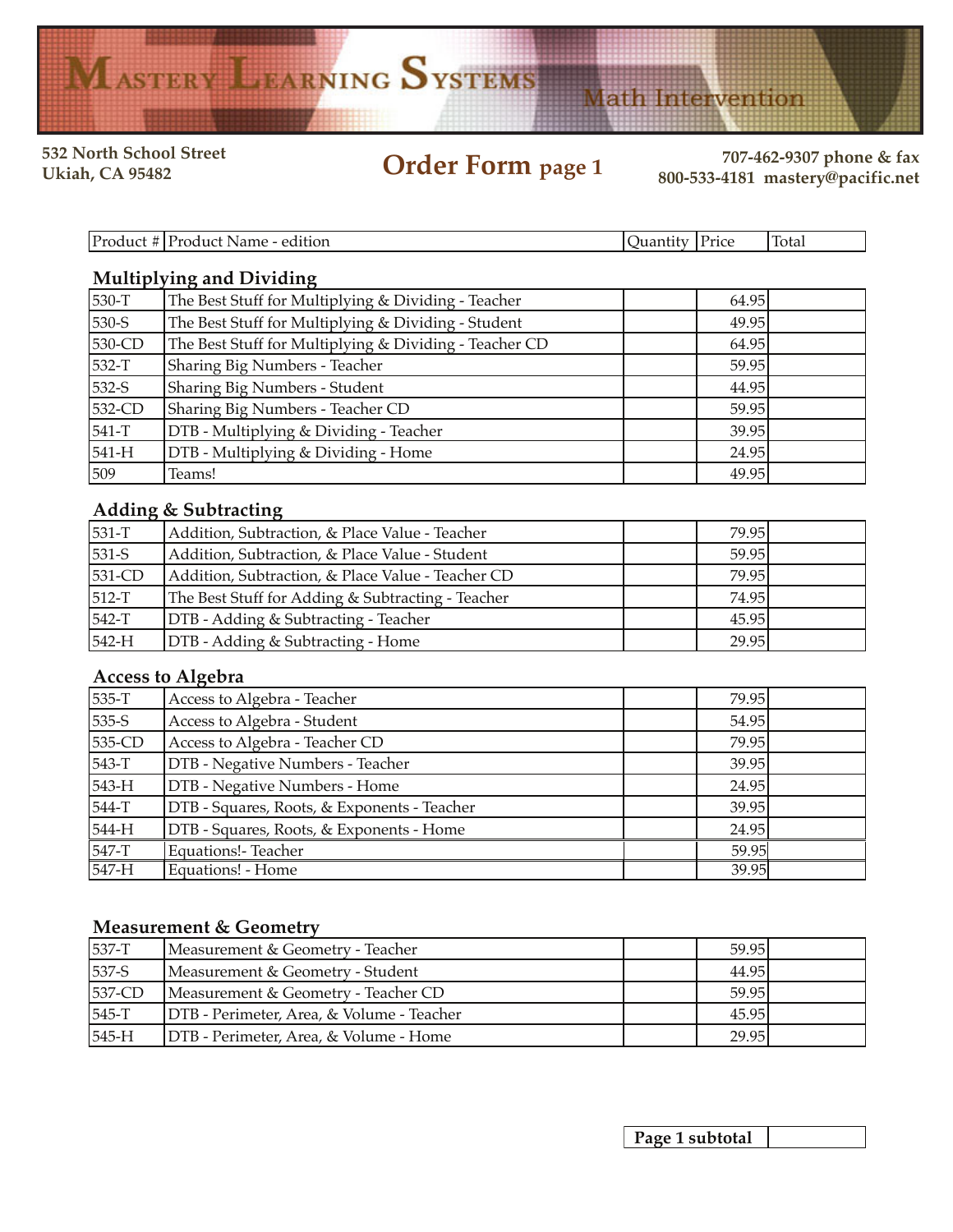# Mastery Learning Systems

Math Intervention

532 North School Street
Ukiah, CA 95482

## Order Form page 1

707-462-9307 phone & fax
800-533-4181 mastery@pacific.net

| Product # | Product Name - edition | Quantity | Price | Total |
|---|---|---|---|---|

### Multiplying and Dividing

| Product # | Product Name - edition | Quantity | Price | Total |
|---|---|---|---|---|
| 530-T | The Best Stuff for Multiplying & Dividing - Teacher | | 64.95 | |
| 530-S | The Best Stuff for Multiplying & Dividing - Student | | 49.95 | |
| 530-CD | The Best Stuff for Multiplying & Dividing - Teacher CD | | 64.95 | |
| 532-T | Sharing Big Numbers - Teacher | | 59.95 | |
| 532-S | Sharing Big Numbers - Student | | 44.95 | |
| 532-CD | Sharing Big Numbers - Teacher CD | | 59.95 | |
| 541-T | DTB - Multiplying & Dividing - Teacher | | 39.95 | |
| 541-H | DTB - Multiplying & Dividing - Home | | 24.95 | |
| 509 | Teams! | | 49.95 | |

### Adding & Subtracting

| Product # | Product Name - edition | Quantity | Price | Total |
|---|---|---|---|---|
| 531-T | Addition, Subtraction, & Place Value - Teacher | | 79.95 | |
| 531-S | Addition, Subtraction, & Place Value - Student | | 59.95 | |
| 531-CD | Addition, Subtraction, & Place Value - Teacher CD | | 79.95 | |
| 512-T | The Best Stuff for Adding & Subtracting - Teacher | | 74.95 | |
| 542-T | DTB - Adding & Subtracting - Teacher | | 45.95 | |
| 542-H | DTB - Adding & Subtracting - Home | | 29.95 | |

### Access to Algebra

| Product # | Product Name - edition | Quantity | Price | Total |
|---|---|---|---|---|
| 535-T | Access to Algebra - Teacher | | 79.95 | |
| 535-S | Access to Algebra - Student | | 54.95 | |
| 535-CD | Access to Algebra - Teacher CD | | 79.95 | |
| 543-T | DTB - Negative Numbers - Teacher | | 39.95 | |
| 543-H | DTB - Negative Numbers - Home | | 24.95 | |
| 544-T | DTB - Squares, Roots, & Exponents - Teacher | | 39.95 | |
| 544-H | DTB - Squares, Roots, & Exponents - Home | | 24.95 | |
| 547-T | Equations!- Teacher | | 59.95 | |
| 547-H | Equations! - Home | | 39.95 | |

### Measurement & Geometry

| Product # | Product Name - edition | Quantity | Price | Total |
|---|---|---|---|---|
| 537-T | Measurement & Geometry - Teacher | | 59.95 | |
| 537-S | Measurement & Geometry - Student | | 44.95 | |
| 537-CD | Measurement & Geometry - Teacher CD | | 59.95 | |
| 545-T | DTB - Perimeter, Area, & Volume - Teacher | | 45.95 | |
| 545-H | DTB - Perimeter, Area, & Volume - Home | | 29.95 | |

| **Page 1 subtotal** | |
|---|---|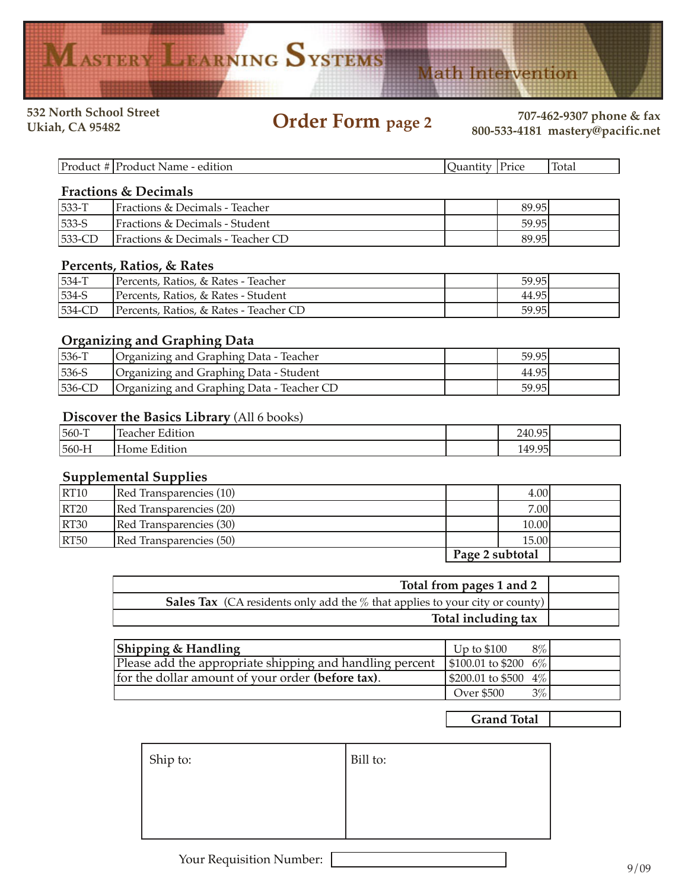# Mastery Learning Systems

Math Intervention

532 North School Street
Ukiah, CA 95482

## Order Form page 2

707-462-9307 phone & fax
800-533-4181 mastery@pacific.net

| Product # | Product Name - edition | Quantity | Price | Total |
|---|---|---|---|---|
| **Fractions & Decimals** | | | | |
| 533-T | Fractions & Decimals - Teacher | | 89.95 | |
| 533-S | Fractions & Decimals - Student | | 59.95 | |
| 533-CD | Fractions & Decimals - Teacher CD | | 89.95 | |
| **Percents, Ratios, & Rates** | | | | |
| 534-T | Percents, Ratios, & Rates - Teacher | | 59.95 | |
| 534-S | Percents, Ratios, & Rates - Student | | 44.95 | |
| 534-CD | Percents, Ratios, & Rates - Teacher CD | | 59.95 | |
| **Organizing and Graphing Data** | | | | |
| 536-T | Organizing and Graphing Data - Teacher | | 59.95 | |
| 536-S | Organizing and Graphing Data - Student | | 44.95 | |
| 536-CD | Organizing and Graphing Data - Teacher CD | | 59.95 | |
| **Discover the Basics Library** (All 6 books) | | | | |
| 560-T | Teacher Edition | | 240.95 | |
| 560-H | Home Edition | | 149.95 | |
| **Supplemental Supplies** | | | | |
| RT10 | Red Transparencies (10) | | 4.00 | |
| RT20 | Red Transparencies (20) | | 7.00 | |
| RT30 | Red Transparencies (30) | | 10.00 | |
| RT50 | Red Transparencies (50) | | 15.00 | |
| | | **Page 2 subtotal** | | |

| | |
|---|---|
| **Total from pages 1 and 2** | |
| **Sales Tax** (CA residents only add the % that applies to your city or county) | |
| **Total including tax** | |

| **Shipping & Handling** | | | |
|---|---|---|---|
| Please add the appropriate shipping and handling percent | Up to $100 | 8% | |
| for the dollar amount of your order **(before tax)**. | $100.01 to $200 | 6% | |
| | $200.01 to $500 | 4% | |
| | Over $500 | 3% | |

**Grand Total**

| Ship to: | Bill to: |
|---|---|
| | |

Your Requisition Number:

9/09